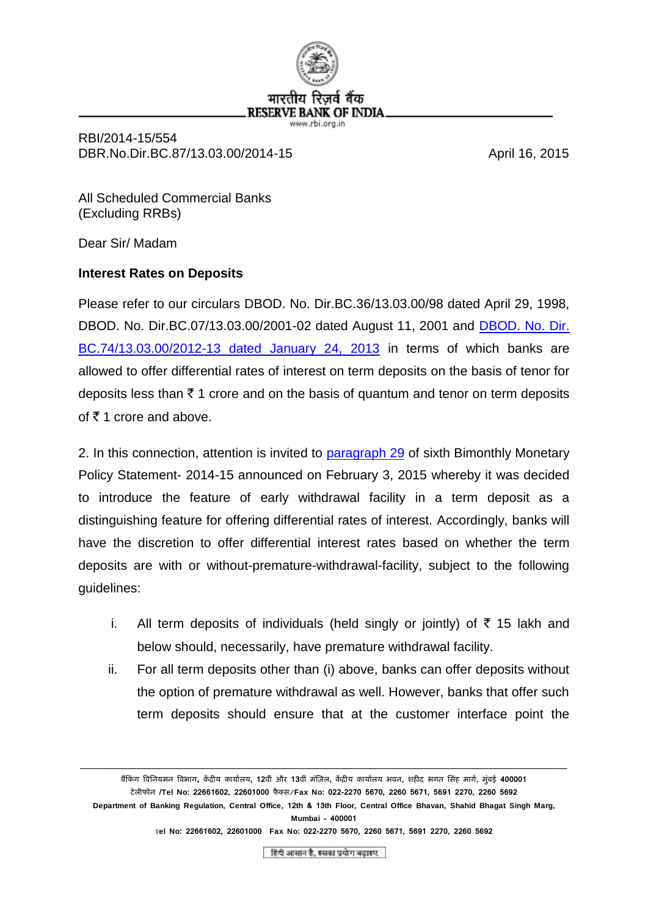भारतीय रिज़र्व बैंक
RESERVE BANK OF INDIA
www.rbi.org.in

RBI/2014-15/554
DBR.No.Dir.BC.87/13.03.00/2014-15

April 16, 2015

All Scheduled Commercial Banks
(Excluding RRBs)

Dear Sir/ Madam

**Interest Rates on Deposits**

Please refer to our circulars DBOD. No. Dir.BC.36/13.03.00/98 dated April 29, 1998, DBOD. No. Dir.BC.07/13.03.00/2001-02 dated August 11, 2001 and DBOD. No. Dir. BC.74/13.03.00/2012-13 dated January 24, 2013 in terms of which banks are allowed to offer differential rates of interest on term deposits on the basis of tenor for deposits less than ₹ 1 crore and on the basis of quantum and tenor on term deposits of ₹ 1 crore and above.

2. In this connection, attention is invited to paragraph 29 of sixth Bimonthly Monetary Policy Statement- 2014-15 announced on February 3, 2015 whereby it was decided to introduce the feature of early withdrawal facility in a term deposit as a distinguishing feature for offering differential rates of interest. Accordingly, banks will have the discretion to offer differential interest rates based on whether the term deposits are with or without-premature-withdrawal-facility, subject to the following guidelines:

i. All term deposits of individuals (held singly or jointly) of ₹ 15 lakh and below should, necessarily, have premature withdrawal facility.

ii. For all term deposits other than (i) above, banks can offer deposits without the option of premature withdrawal as well. However, banks that offer such term deposits should ensure that at the customer interface point the

बैंकिंग विनियमन विभाग, केंद्रीय कार्यालय, 12वीं और 13वीं मंज़िल, केंद्रीय कार्यालय भवन, शहीद भगत सिंह मार्ग, मुंबई 400001
टेलीफोन /Tel No: 22661602, 22601000 फैक्स/Fax No: 022-2270 5670, 2260 5671, 5691 2270, 2260 5692
Department of Banking Regulation, Central Office, 12th & 13th Floor, Central Office Bhavan, Shahid Bhagat Singh Marg, Mumbai - 400001
Tel No: 22661602, 22601000 Fax No: 022-2270 5670, 2260 5671, 5691 2270, 2260 5692

हिंदी आसान है, इसका प्रयोग बढ़ाइए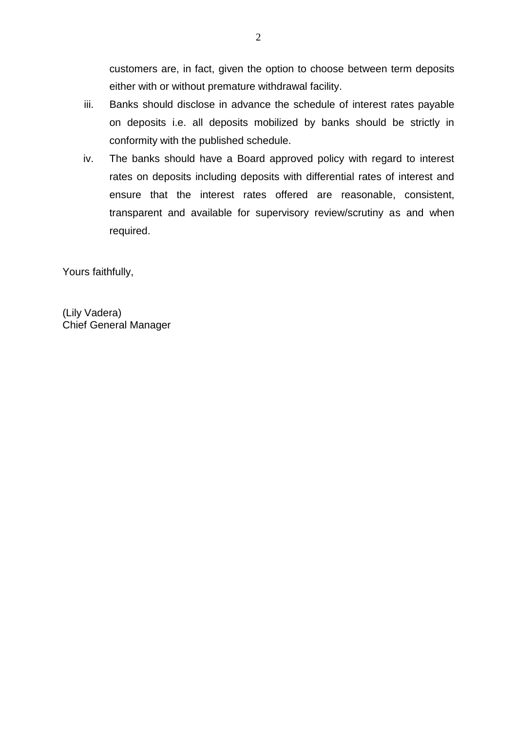customers are, in fact, given the option to choose between term deposits either with or without premature withdrawal facility.

iii. Banks should disclose in advance the schedule of interest rates payable on deposits i.e. all deposits mobilized by banks should be strictly in conformity with the published schedule.

iv. The banks should have a Board approved policy with regard to interest rates on deposits including deposits with differential rates of interest and ensure that the interest rates offered are reasonable, consistent, transparent and available for supervisory review/scrutiny as and when required.

Yours faithfully,

(Lily Vadera)
Chief General Manager